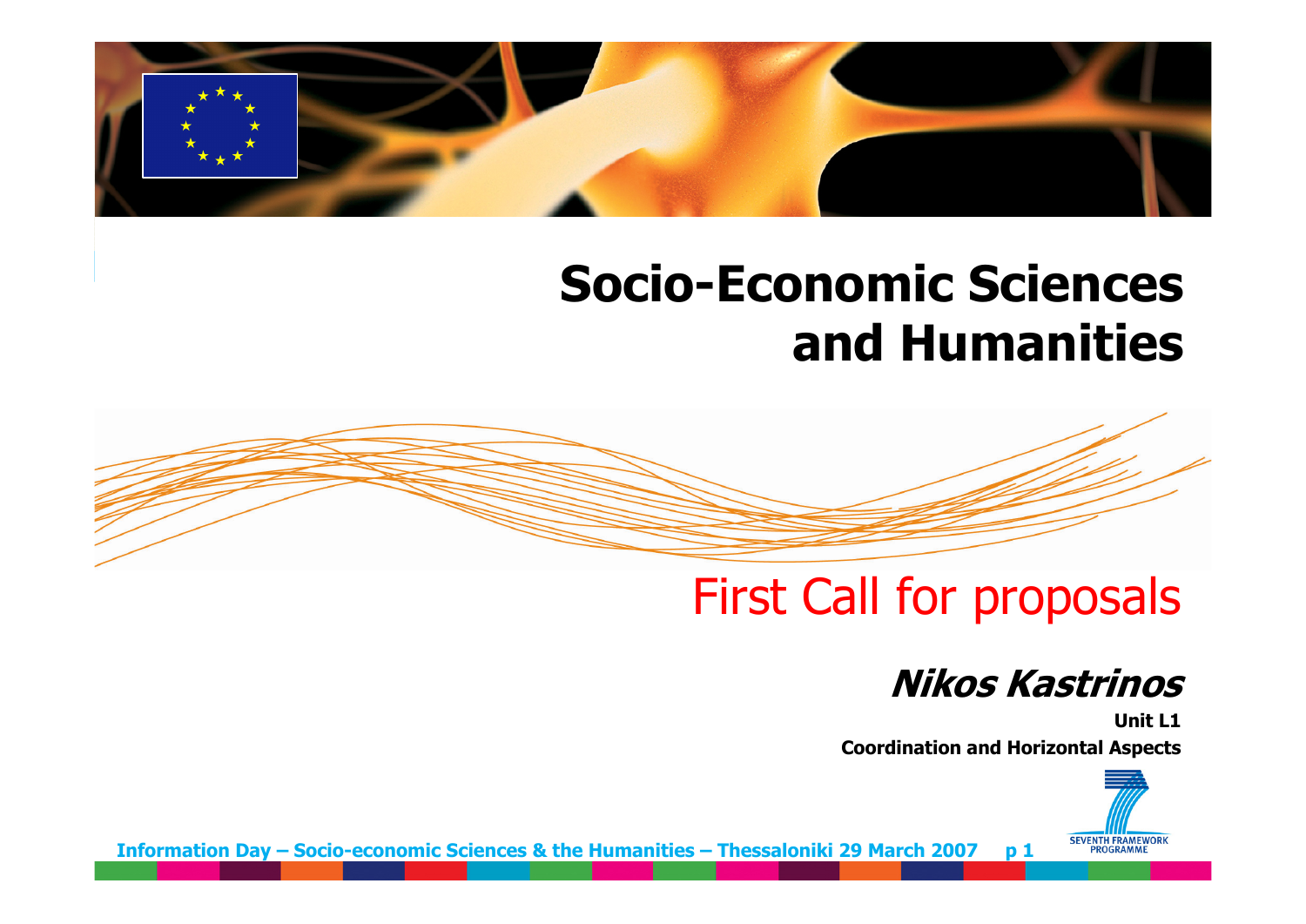# Socio-Economic Sciences and Humanities

## First Call for proposals

***Nikos Kastrinos***

**Unit L1**

**Coordination and Horizontal Aspects**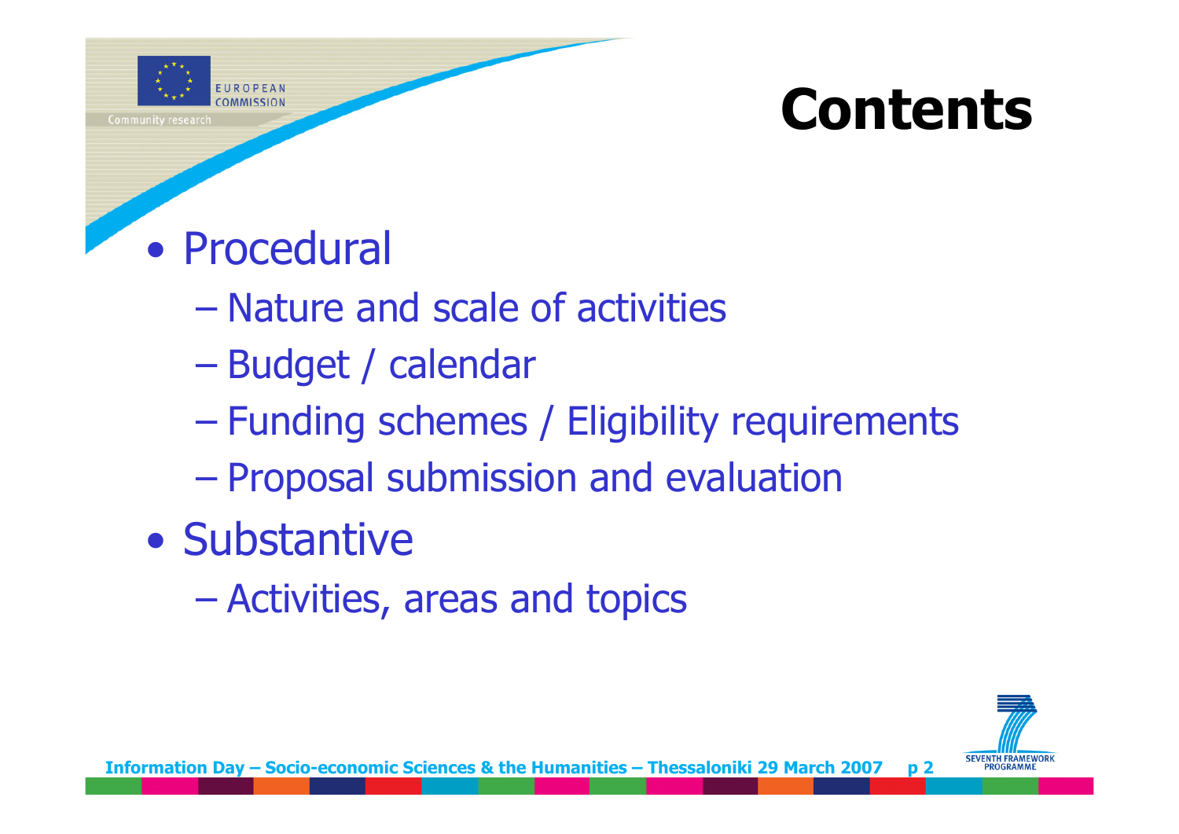# Contents

- Procedural
  - Nature and scale of activities
  - Budget / calendar
  - Funding schemes / Eligibility requirements
  - Proposal submission and evaluation
- Substantive
  - Activities, areas and topics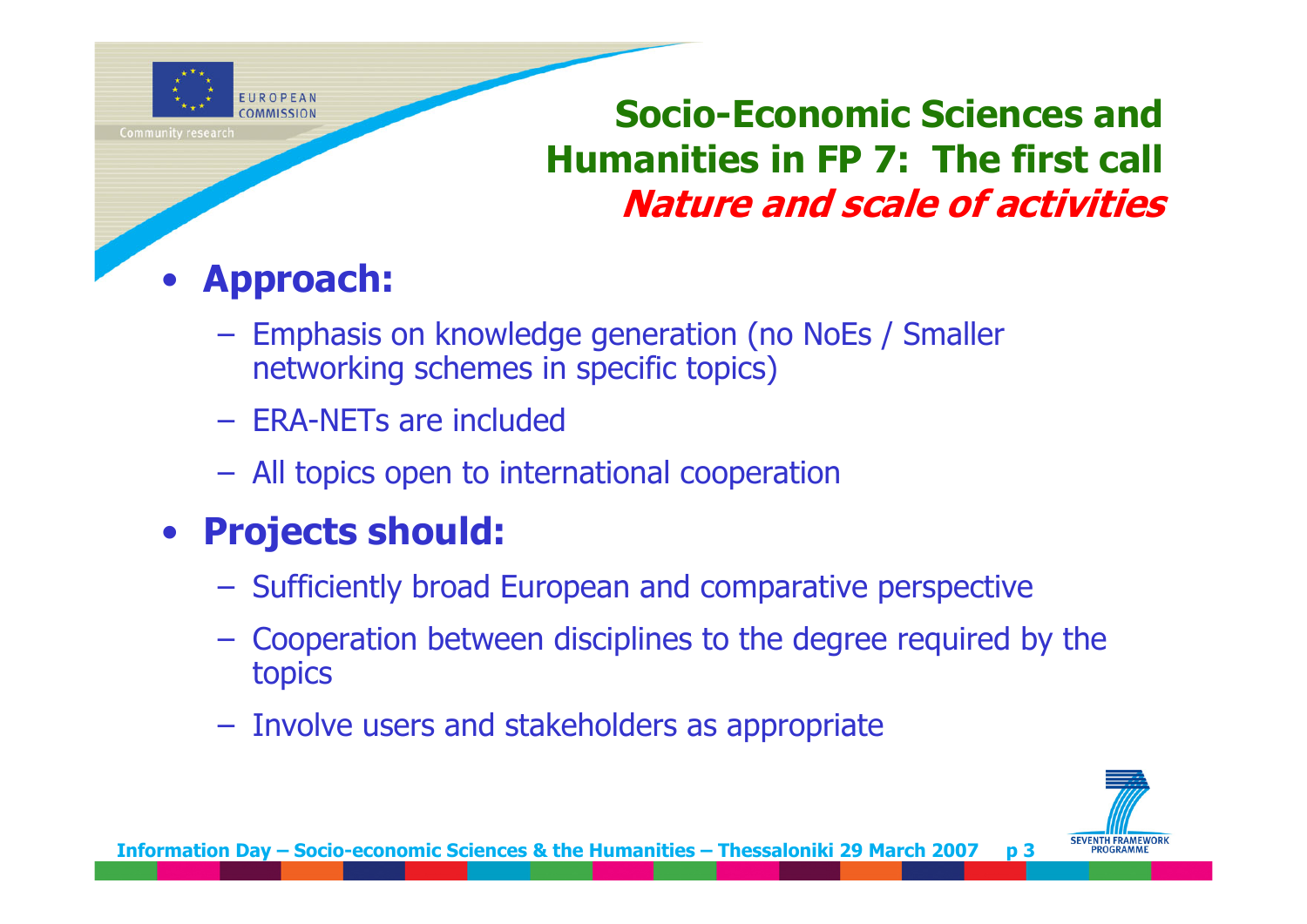## Socio-Economic Sciences and Humanities in FP 7: The first call

### *Nature and scale of activities*

- **Approach:**
  - Emphasis on knowledge generation (no NoEs / Smaller networking schemes in specific topics)
  - ERA-NETs are included
  - All topics open to international cooperation
- **Projects should:**
  - Sufficiently broad European and comparative perspective
  - Cooperation between disciplines to the degree required by the topics
  - Involve users and stakeholders as appropriate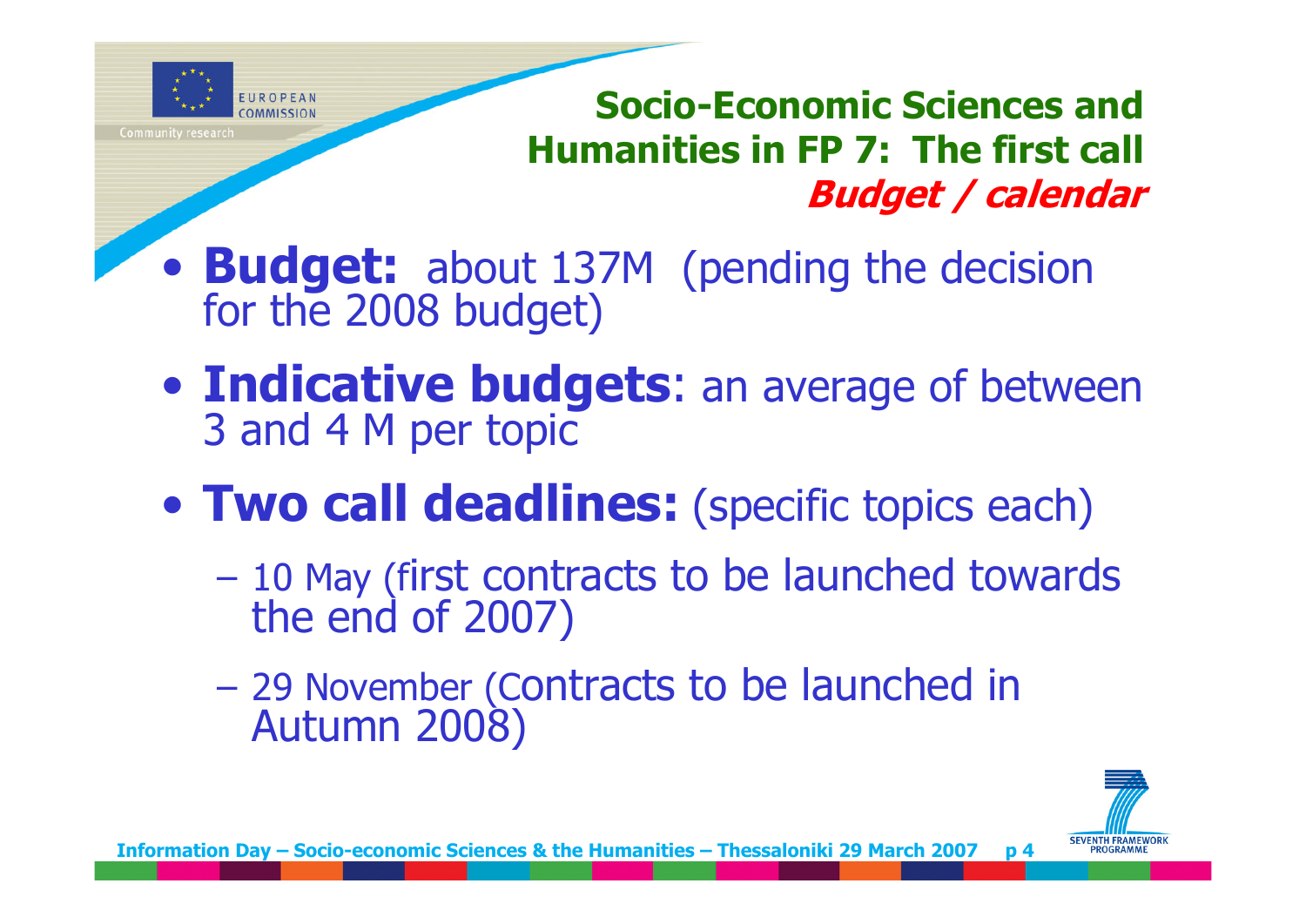## Socio-Economic Sciences and Humanities in FP 7: The first call

### *Budget / calendar*

- **Budget:** about 137M (pending the decision for the 2008 budget)
- **Indicative budgets**: an average of between 3 and 4 M per topic
- **Two call deadlines:** (specific topics each)
  - 10 May (first contracts to be launched towards the end of 2007)
  - 29 November (Contracts to be launched in Autumn 2008)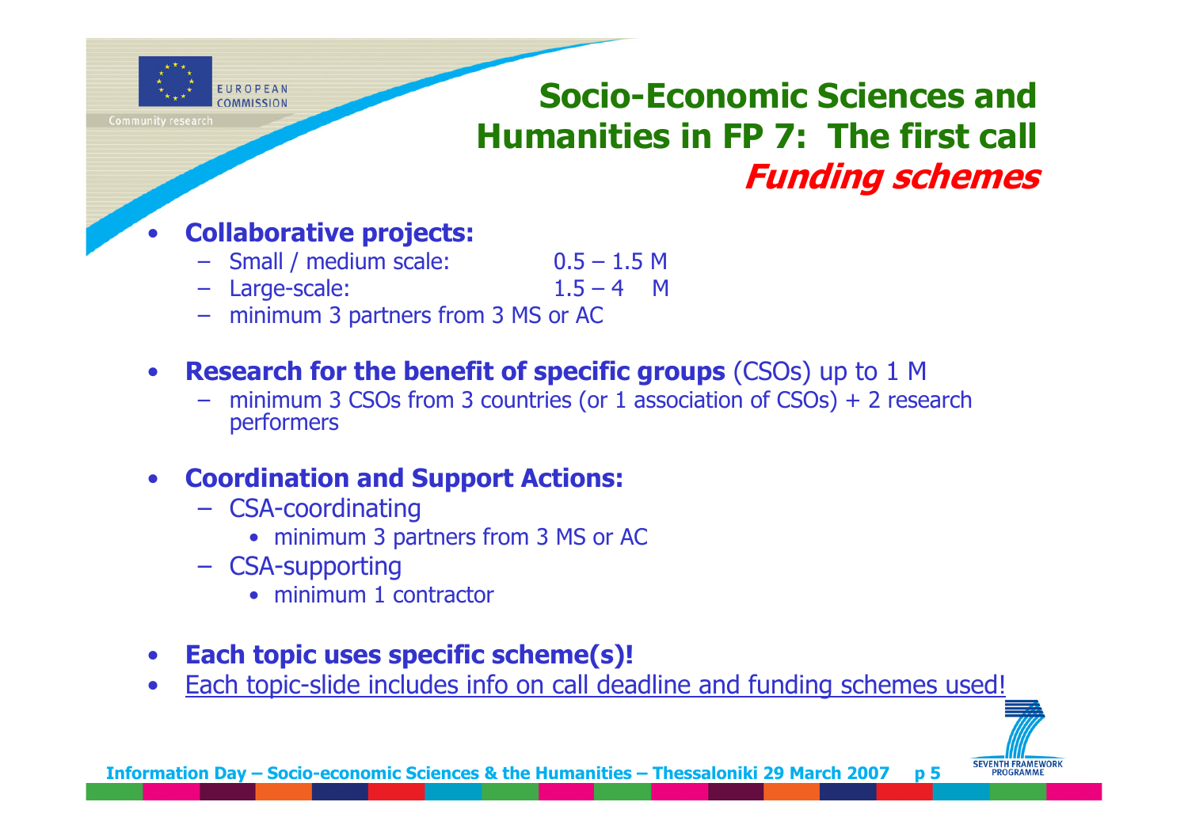# Socio-Economic Sciences and Humanities in FP 7: The first call

## *Funding schemes*

- **Collaborative projects:**
  - Small / medium scale: 0.5 – 1.5 M
  - Large-scale: 1.5 – 4 M
  - minimum 3 partners from 3 MS or AC

- **Research for the benefit of specific groups** (CSOs) up to 1 M
  - minimum 3 CSOs from 3 countries (or 1 association of CSOs) + 2 research performers

- **Coordination and Support Actions:**
  - CSA-coordinating
    - minimum 3 partners from 3 MS or AC
  - CSA-supporting
    - minimum 1 contractor

- **Each topic uses specific scheme(s)!**
- Each topic-slide includes info on call deadline and funding schemes used!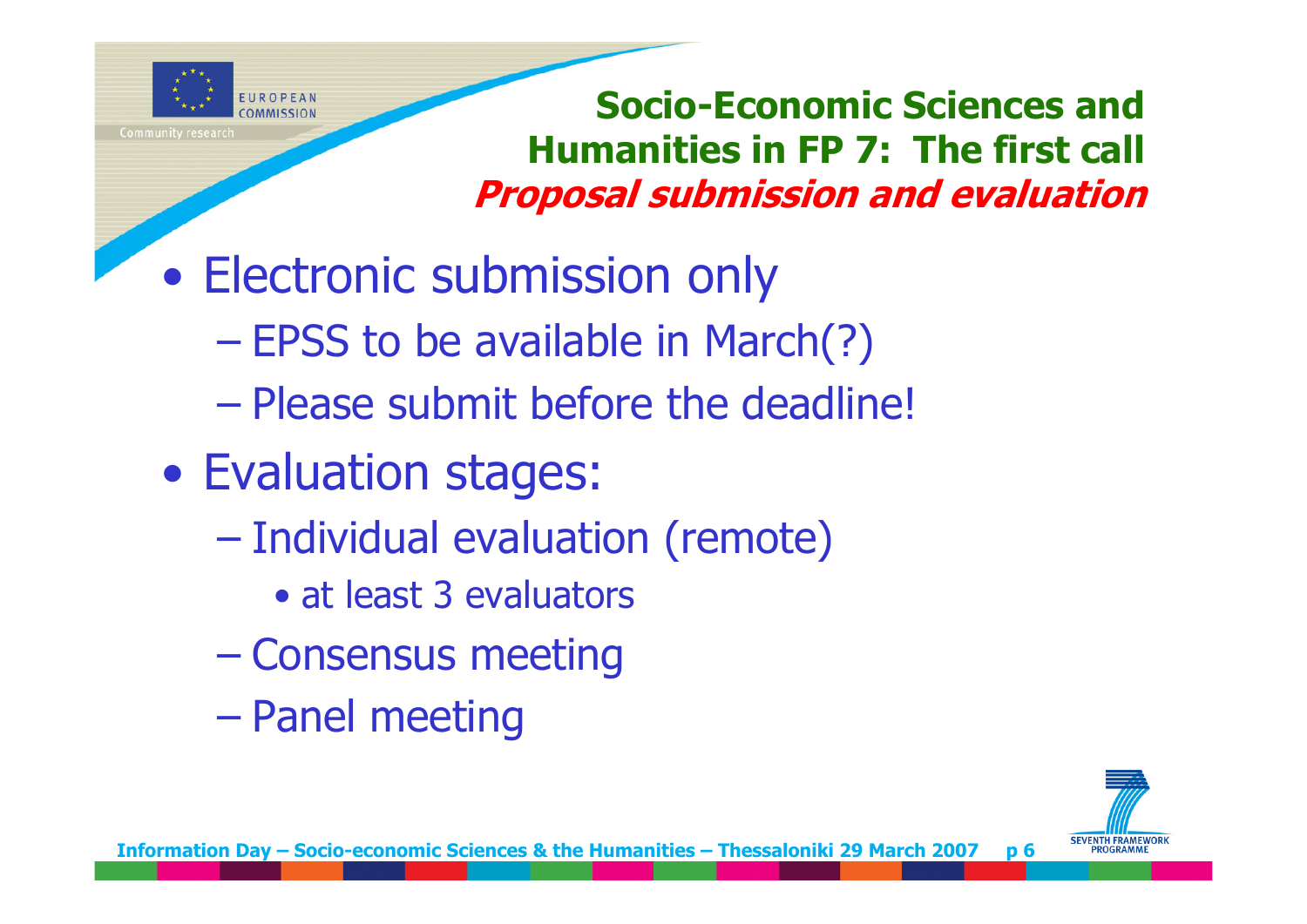## Socio-Economic Sciences and Humanities in FP 7: The first call

### *Proposal submission and evaluation*

- Electronic submission only
  - EPSS to be available in March(?)
  - Please submit before the deadline!
- Evaluation stages:
  - Individual evaluation (remote)
    - at least 3 evaluators
  - Consensus meeting
  - Panel meeting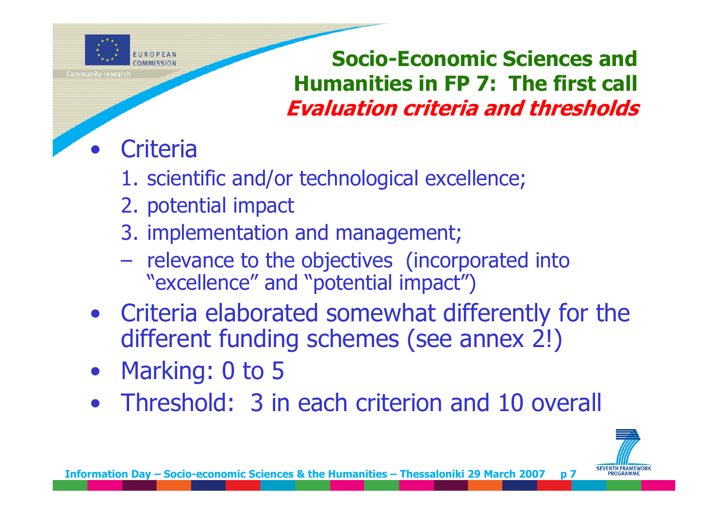## Socio-Economic Sciences and Humanities in FP 7: The first call

### *Evaluation criteria and thresholds*

- Criteria
  1. scientific and/or technological excellence;
  2. potential impact
  3. implementation and management;
  - relevance to the objectives (incorporated into "excellence" and "potential impact")
- Criteria elaborated somewhat differently for the different funding schemes (see annex 2!)
- Marking: 0 to 5
- Threshold: 3 in each criterion and 10 overall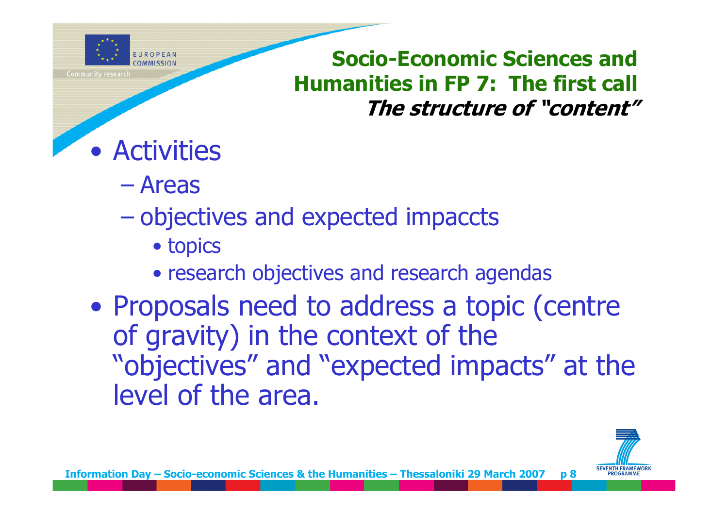## Socio-Economic Sciences and Humanities in FP 7: The first call

***The structure of "content"***

- Activities
  - Areas
  - objectives and expected impaccts
    - topics
    - research objectives and research agendas
- Proposals need to address a topic (centre of gravity) in the context of the "objectives" and "expected impacts" at the level of the area.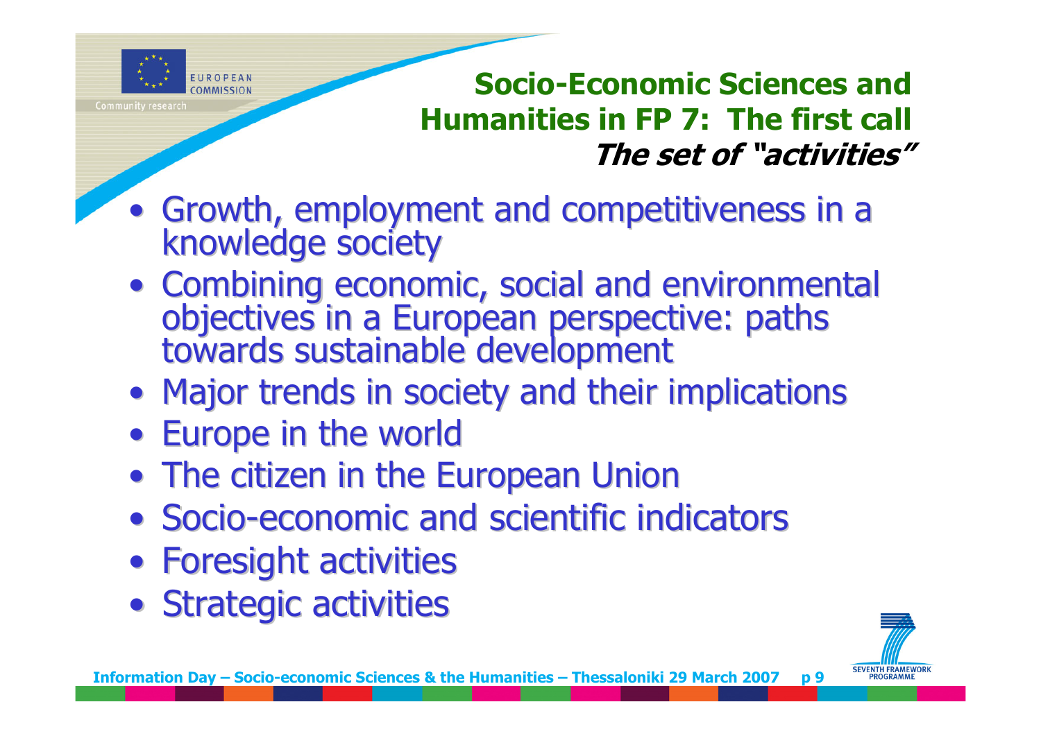## Socio-Economic Sciences and Humanities in FP 7: The first call

### ***The set of "activities"***

- Growth, employment and competitiveness in a knowledge society
- Combining economic, social and environmental objectives in a European perspective: paths towards sustainable development
- Major trends in society and their implications
- Europe in the world
- The citizen in the European Union
- Socio-economic and scientific indicators
- Foresight activities
- Strategic activities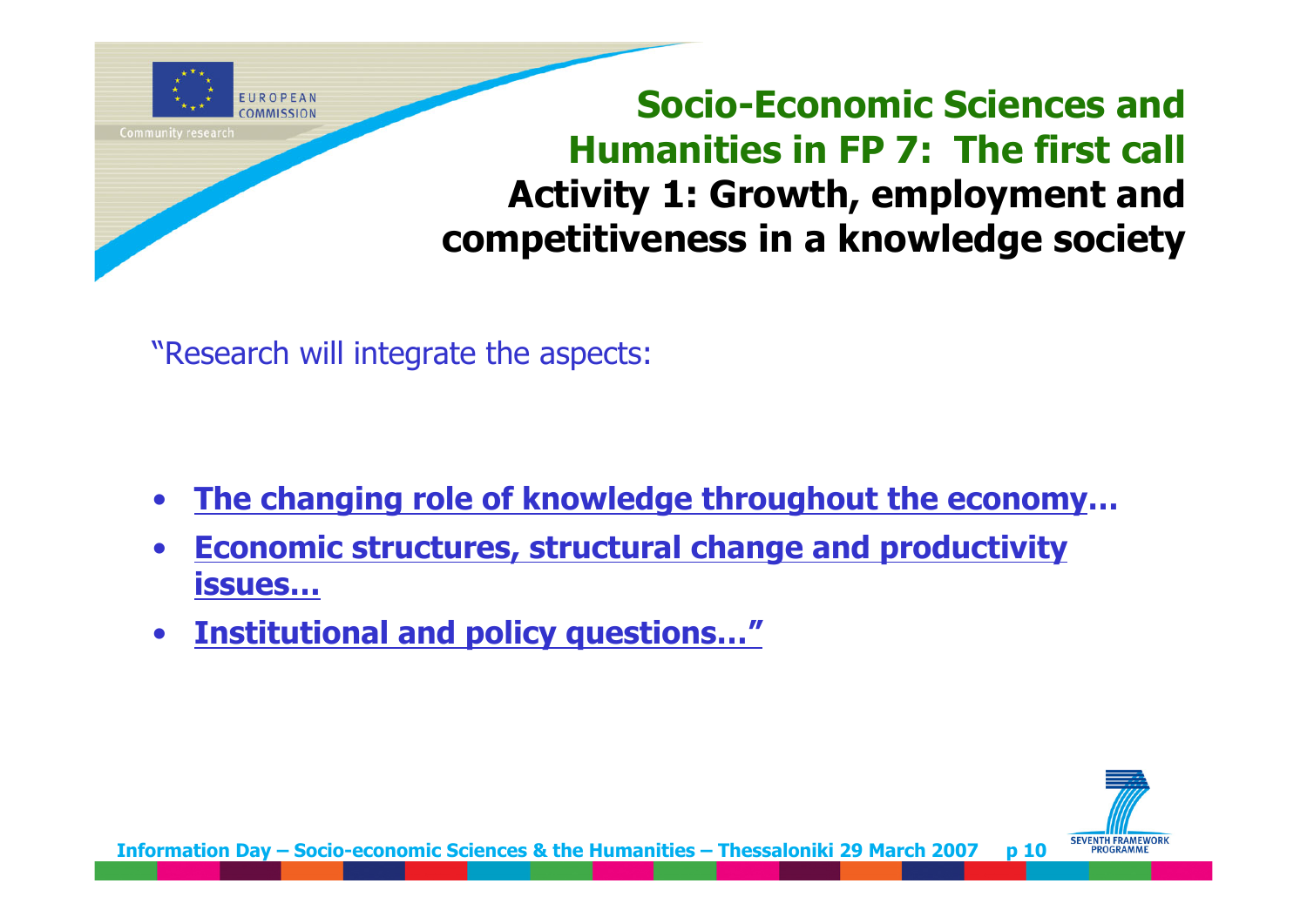# Socio-Economic Sciences and Humanities in FP 7: The first call

## Activity 1: Growth, employment and competitiveness in a knowledge society

"Research will integrate the aspects:

- **The changing role of knowledge throughout the economy…**
- **Economic structures, structural change and productivity issues…**
- **Institutional and policy questions…"**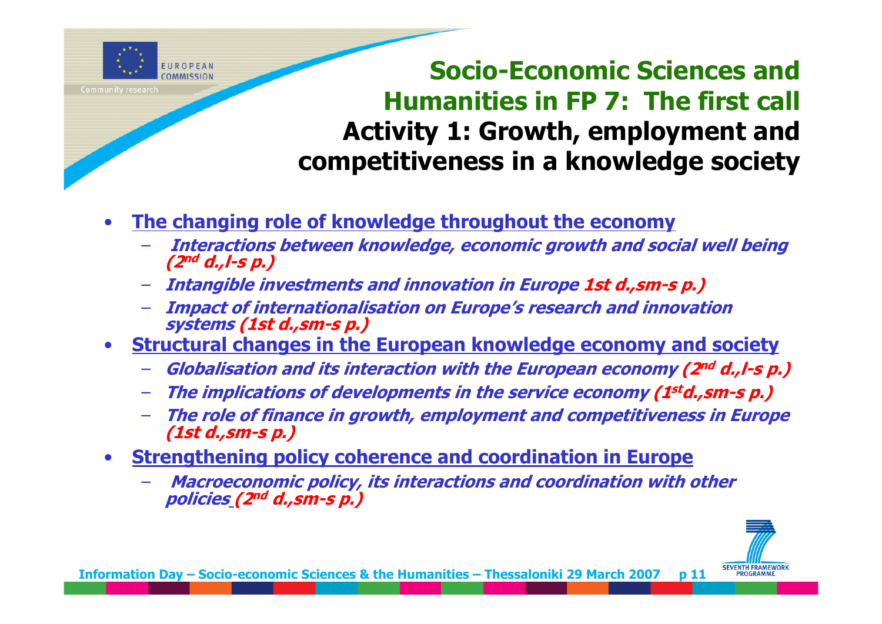# Socio-Economic Sciences and Humanities in FP 7: The first call

## Activity 1: Growth, employment and competitiveness in a knowledge society

- **The changing role of knowledge throughout the economy**
  - ***Interactions between knowledge, economic growth and social well being (2nd d.,l-s p.)***
  - ***Intangible investments and innovation in Europe 1st d.,sm-s p.)***
  - ***Impact of internationalisation on Europe's research and innovation systems (1st d.,sm-s p.)***
- **Structural changes in the European knowledge economy and society**
  - ***Globalisation and its interaction with the European economy (2nd d.,l-s p.)***
  - ***The implications of developments in the service economy (1st d.,sm-s p.)***
  - ***The role of finance in growth, employment and competitiveness in Europe (1st d.,sm-s p.)***
- **Strengthening policy coherence and coordination in Europe**
  - ***Macroeconomic policy, its interactions and coordination with other policies (2nd d.,sm-s p.)***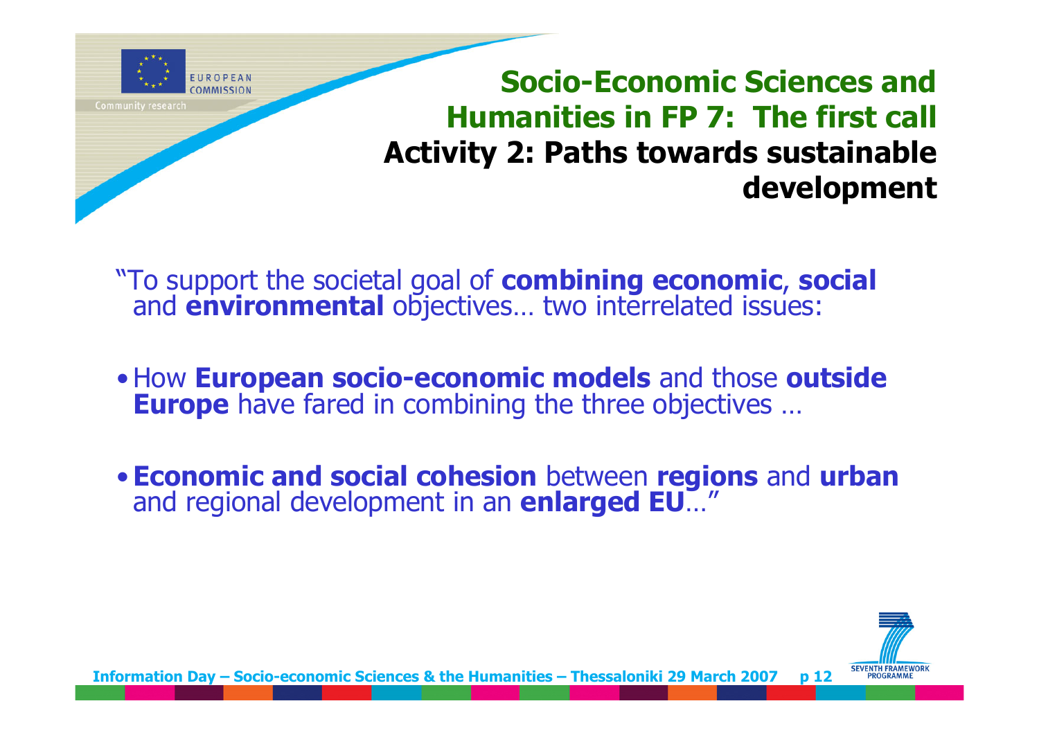# Socio-Economic Sciences and Humanities in FP 7: The first call

## Activity 2: Paths towards sustainable development

"To support the societal goal of **combining economic**, **social** and **environmental** objectives… two interrelated issues:

- How **European socio-economic models** and those **outside Europe** have fared in combining the three objectives …
- **Economic and social cohesion** between **regions** and **urban** and regional development in an **enlarged EU**…"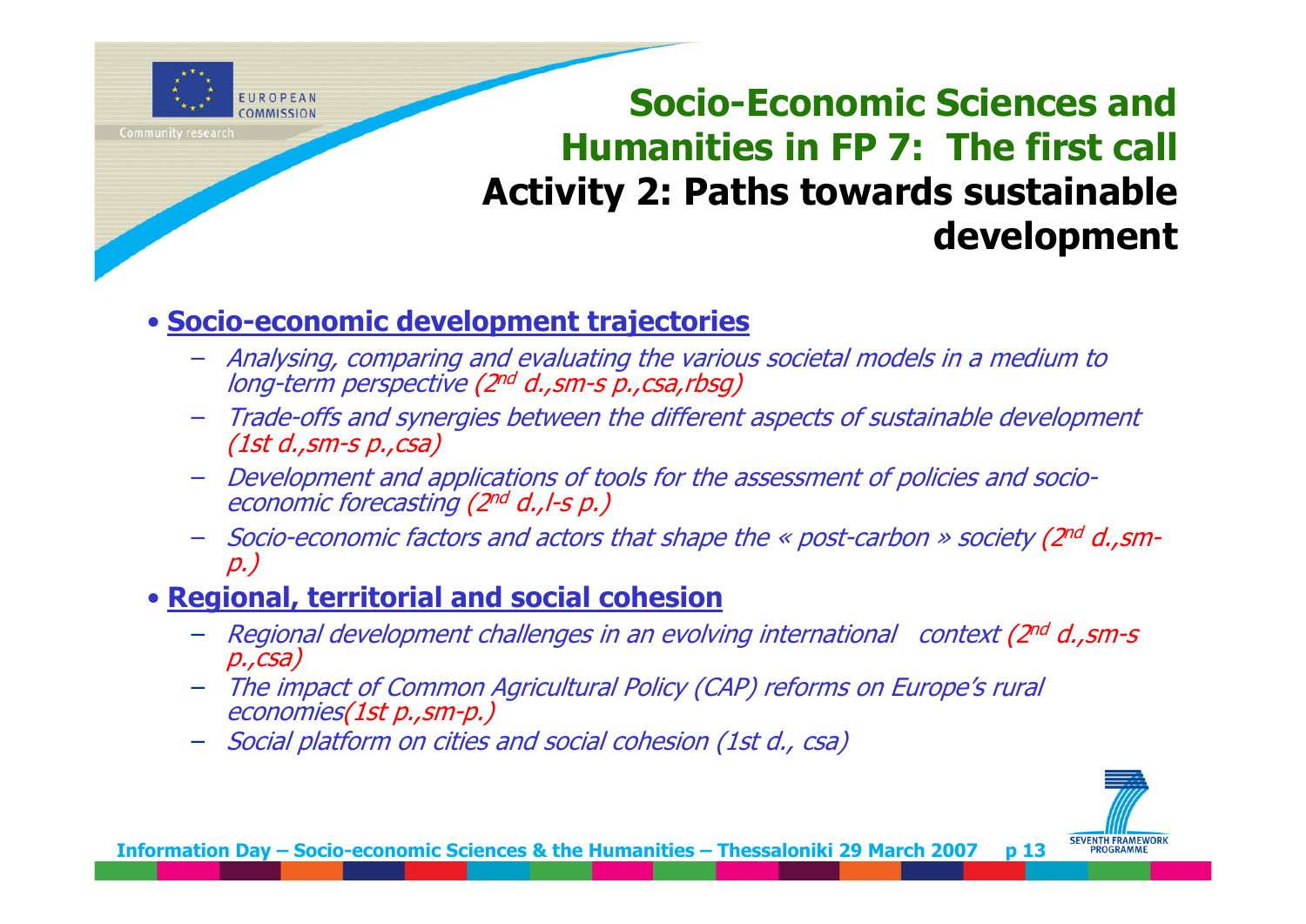# Socio-Economic Sciences and Humanities in FP 7: The first call

## Activity 2: Paths towards sustainable development

- **Socio-economic development trajectories**
  - *Analysing, comparing and evaluating the various societal models in a medium to long-term perspective (2nd d.,sm-s p.,csa,rbsg)*
  - *Trade-offs and synergies between the different aspects of sustainable development (1st d.,sm-s p.,csa)*
  - *Development and applications of tools for the assessment of policies and socio-economic forecasting (2nd d.,l-s p.)*
  - *Socio-economic factors and actors that shape the « post-carbon » society (2nd d.,sm-p.)*
- **Regional, territorial and social cohesion**
  - *Regional development challenges in an evolving international context (2nd d.,sm-s p.,csa)*
  - *The impact of Common Agricultural Policy (CAP) reforms on Europe's rural economies(1st p.,sm-p.)*
  - *Social platform on cities and social cohesion (1st d., csa)*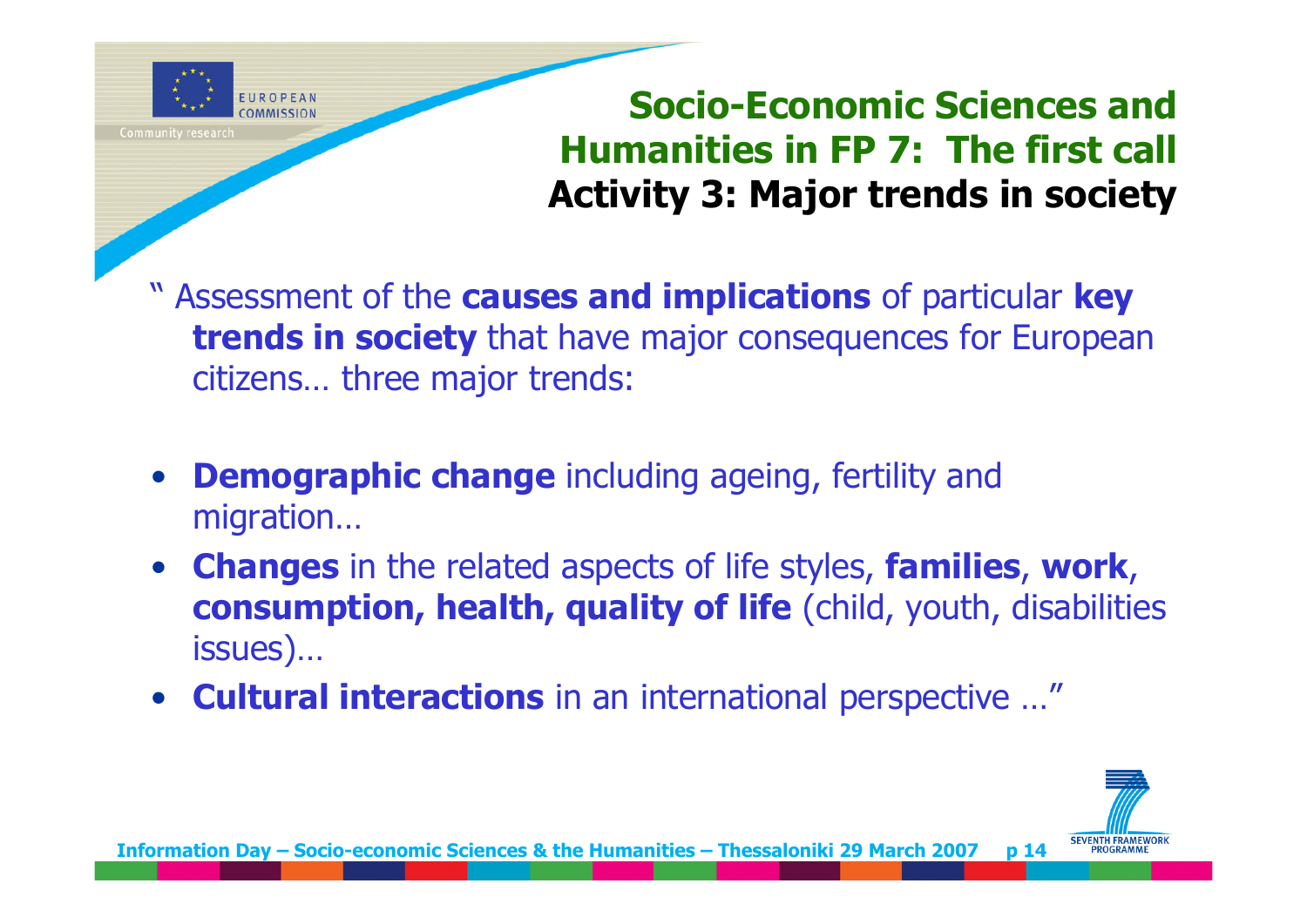# Socio-Economic Sciences and Humanities in FP 7: The first call

## Activity 3: Major trends in society

" Assessment of the **causes and implications** of particular **key trends in society** that have major consequences for European citizens… three major trends:

- **Demographic change** including ageing, fertility and migration…
- **Changes** in the related aspects of life styles, **families**, **work**, **consumption, health, quality of life** (child, youth, disabilities issues)…
- **Cultural interactions** in an international perspective …"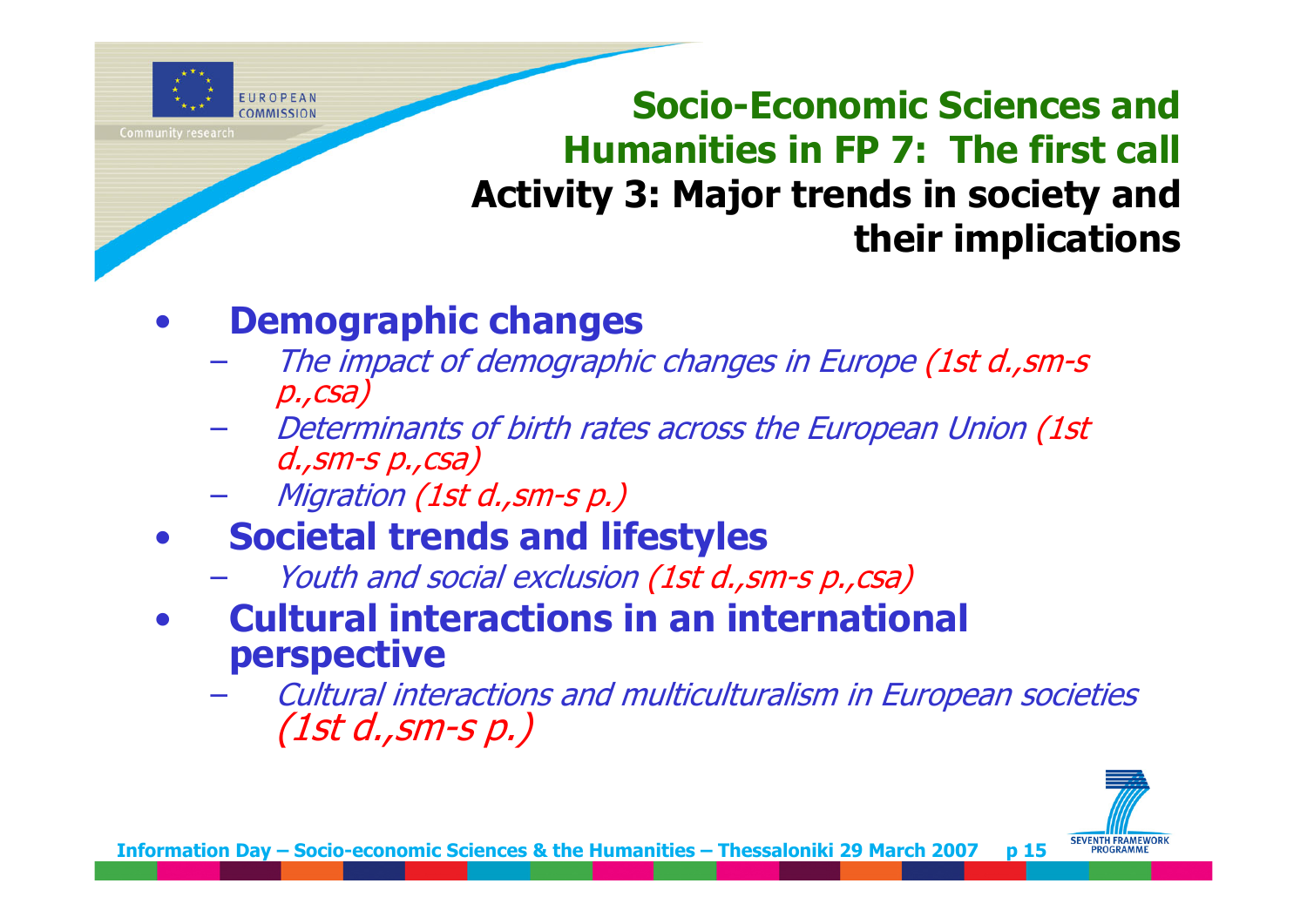## Socio-Economic Sciences and Humanities in FP 7: The first call

### Activity 3: Major trends in society and their implications

- **Demographic changes**
  - *The impact of demographic changes in Europe (1st d.,sm-s p.,csa)*
  - *Determinants of birth rates across the European Union (1st d.,sm-s p.,csa)*
  - *Migration (1st d.,sm-s p.)*
- **Societal trends and lifestyles**
  - *Youth and social exclusion (1st d.,sm-s p.,csa)*
- **Cultural interactions in an international perspective**
  - *Cultural interactions and multiculturalism in European societies (1st d.,sm-s p.)*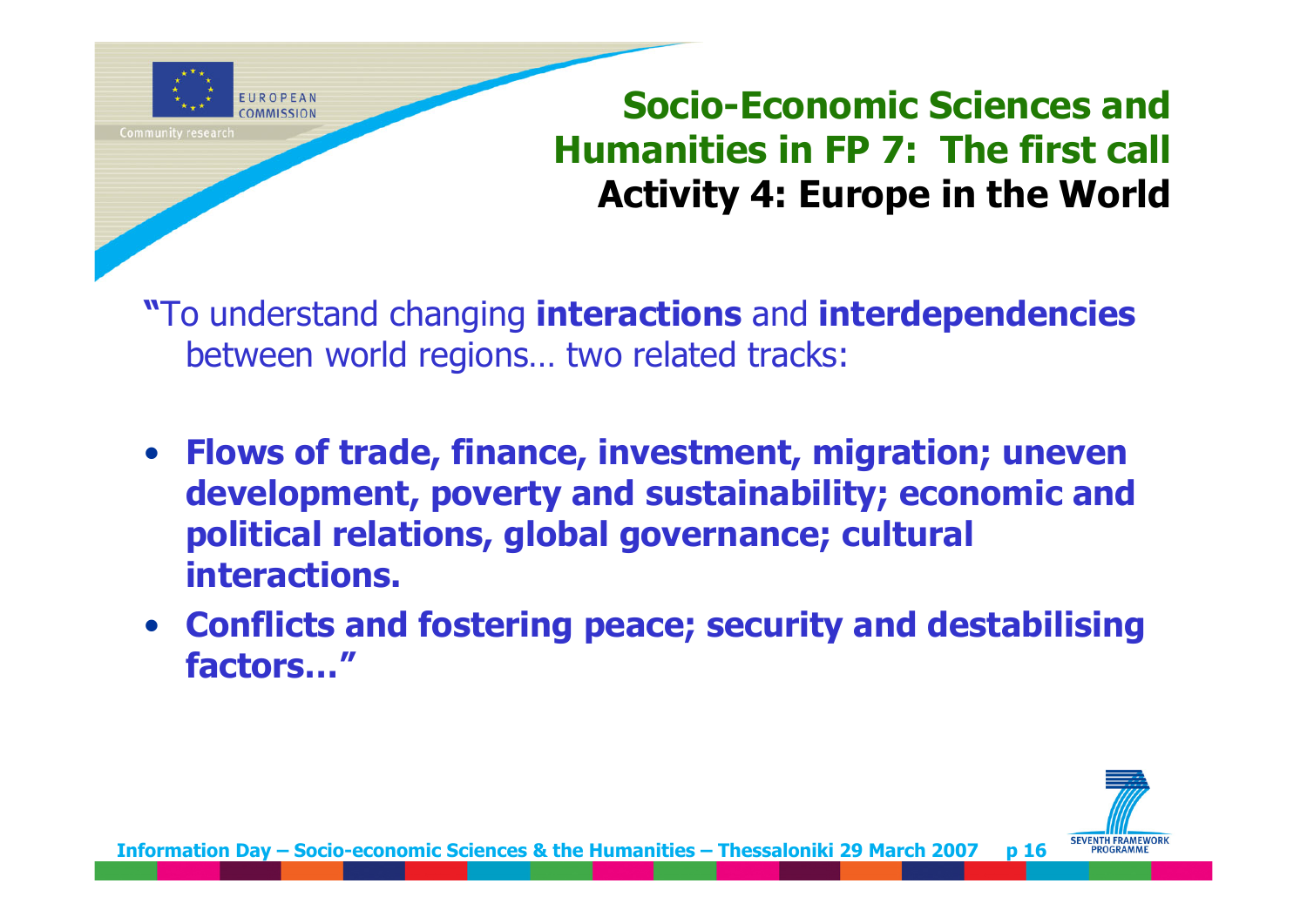# Socio-Economic Sciences and Humanities in FP 7: The first call

## Activity 4: Europe in the World

**"**To understand changing **interactions** and **interdependencies** between world regions… two related tracks:

- **Flows of trade, finance, investment, migration; uneven development, poverty and sustainability; economic and political relations, global governance; cultural interactions.**
- **Conflicts and fostering peace; security and destabilising factors…"**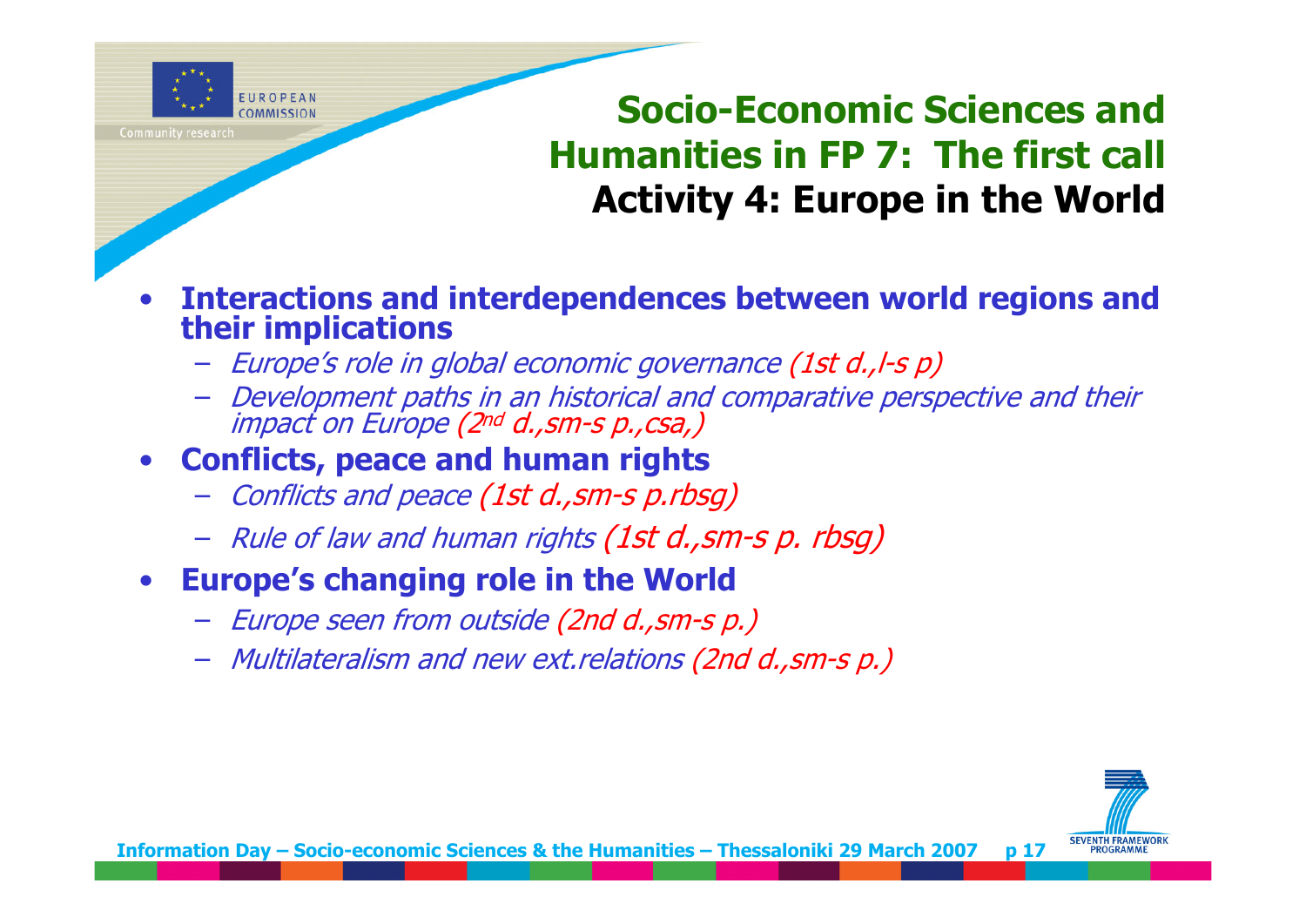# Socio-Economic Sciences and Humanities in FP 7: The first call

## Activity 4: Europe in the World

- **Interactions and interdependences between world regions and their implications**
  - *Europe's role in global economic governance (1st d.,l-s p)*
  - *Development paths in an historical and comparative perspective and their impact on Europe (2nd d.,sm-s p.,csa,)*
- **Conflicts, peace and human rights**
  - *Conflicts and peace (1st d.,sm-s p.rbsg)*
  - *Rule of law and human rights (1st d.,sm-s p. rbsg)*
- **Europe's changing role in the World**
  - *Europe seen from outside (2nd d.,sm-s p.)*
  - *Multilateralism and new ext.relations (2nd d.,sm-s p.)*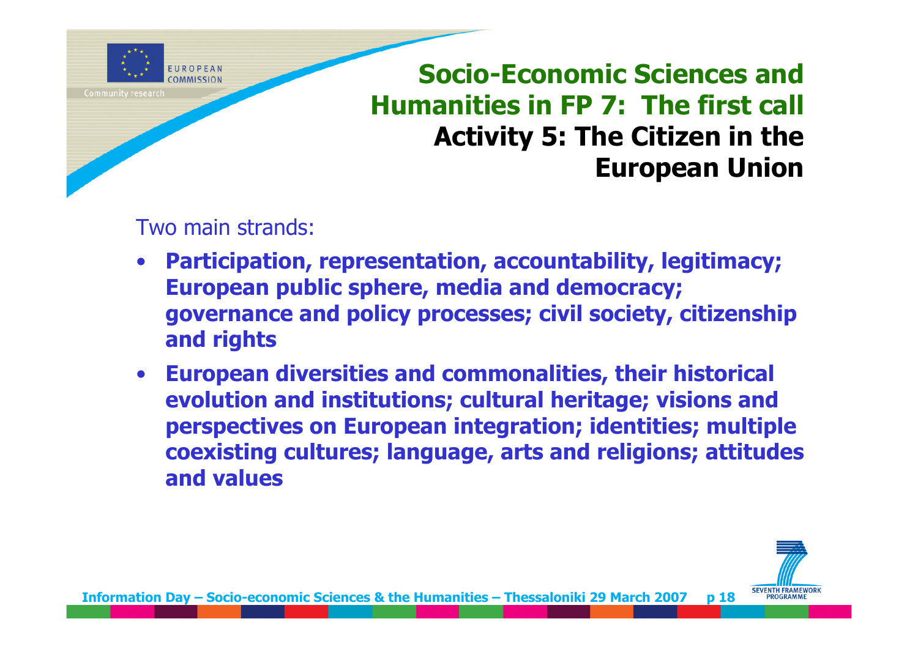# Socio-Economic Sciences and Humanities in FP 7: The first call

## Activity 5: The Citizen in the European Union

Two main strands:

- **Participation, representation, accountability, legitimacy; European public sphere, media and democracy; governance and policy processes; civil society, citizenship and rights**
- **European diversities and commonalities, their historical evolution and institutions; cultural heritage; visions and perspectives on European integration; identities; multiple coexisting cultures; language, arts and religions; attitudes and values**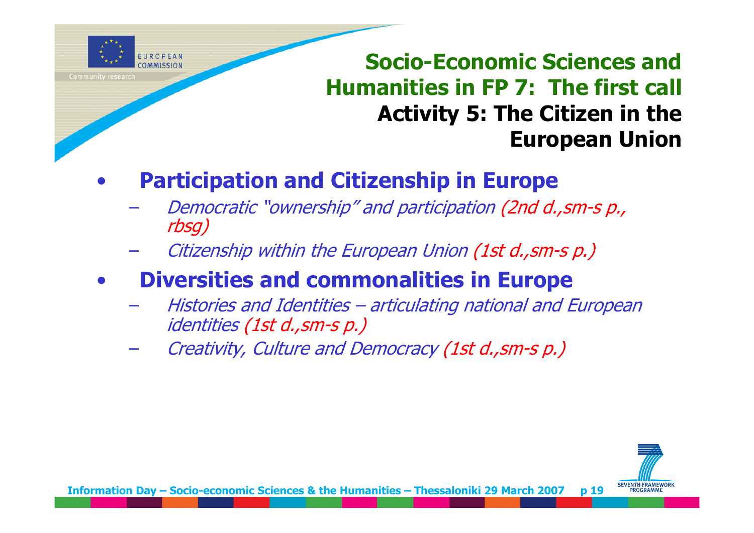# Socio-Economic Sciences and Humanities in FP 7: The first call

## Activity 5: The Citizen in the European Union

- **Participation and Citizenship in Europe**
  - *Democratic "ownership" and participation (2nd d.,sm-s p., rbsg)*
  - *Citizenship within the European Union (1st d.,sm-s p.)*
- **Diversities and commonalities in Europe**
  - *Histories and Identities – articulating national and European identities (1st d.,sm-s p.)*
  - *Creativity, Culture and Democracy (1st d.,sm-s p.)*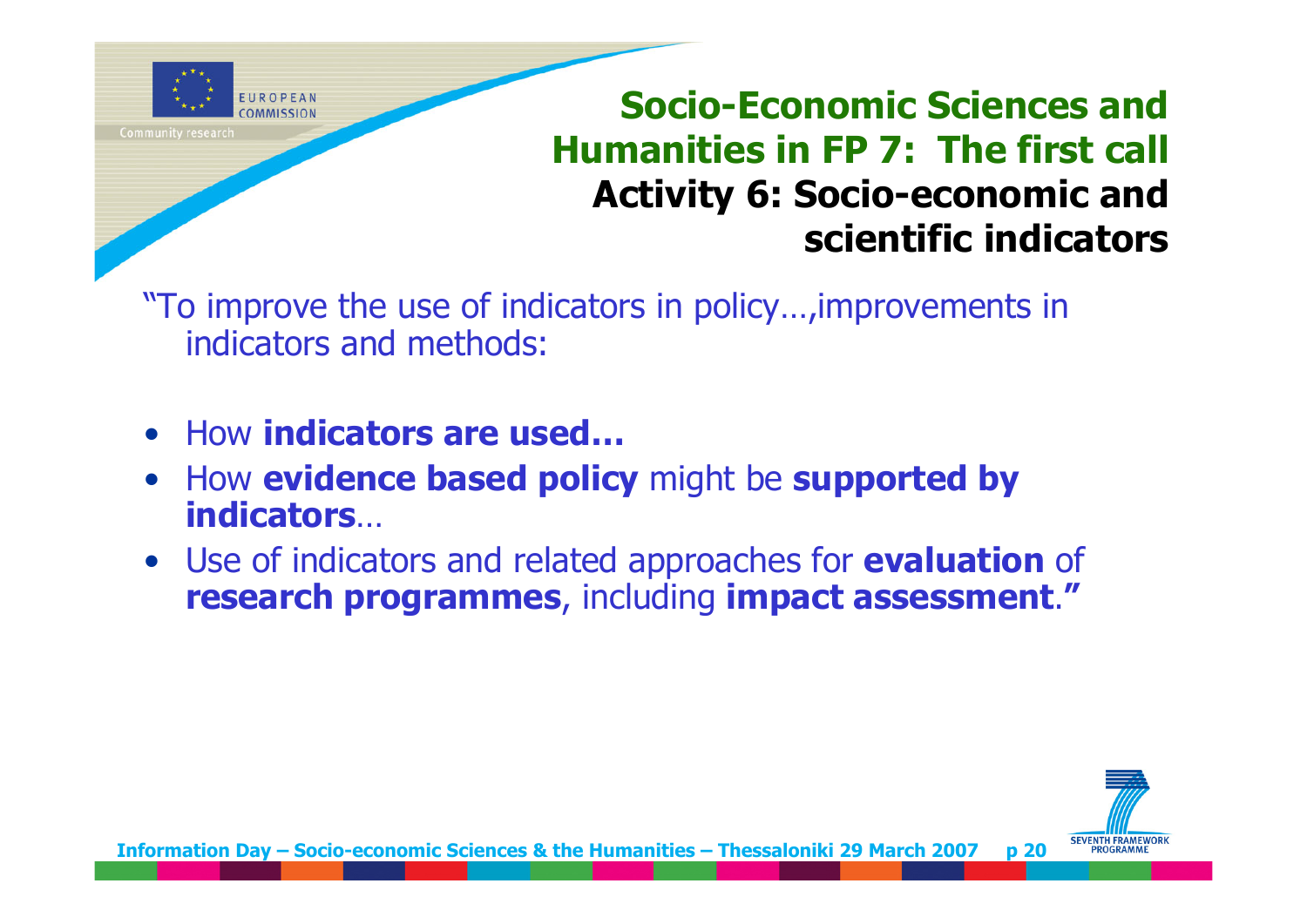# Socio-Economic Sciences and Humanities in FP 7: The first call

## Activity 6: Socio-economic and scientific indicators

"To improve the use of indicators in policy…,improvements in indicators and methods:

- How **indicators are used…**
- How **evidence based policy** might be **supported by indicators**…
- Use of indicators and related approaches for **evaluation** of **research programmes**, including **impact assessment**.**"**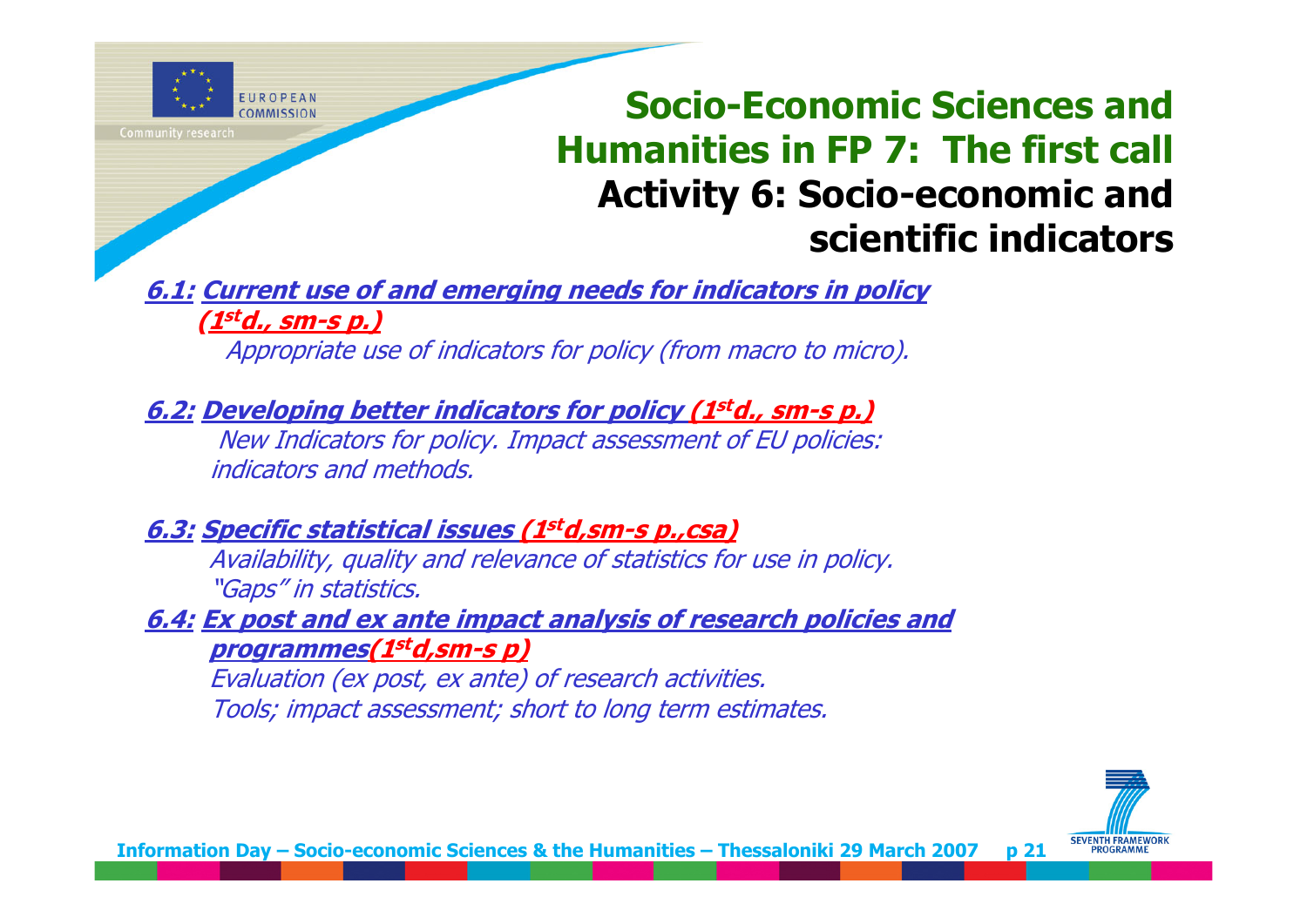# Socio-Economic Sciences and Humanities in FP 7: The first call

## Activity 6: Socio-economic and scientific indicators

**6.1: Current use of and emerging needs for indicators in policy (1st d., sm-s p.)**

*Appropriate use of indicators for policy (from macro to micro).*

**6.2: Developing better indicators for policy (1st d., sm-s p.)**

*New Indicators for policy. Impact assessment of EU policies: indicators and methods.*

**6.3: Specific statistical issues (1st d,sm-s p.,csa)**

*Availability, quality and relevance of statistics for use in policy. "Gaps" in statistics.*

**6.4: Ex post and ex ante impact analysis of research policies and programmes(1st d,sm-s p)**

*Evaluation (ex post, ex ante) of research activities.*
*Tools; impact assessment; short to long term estimates.*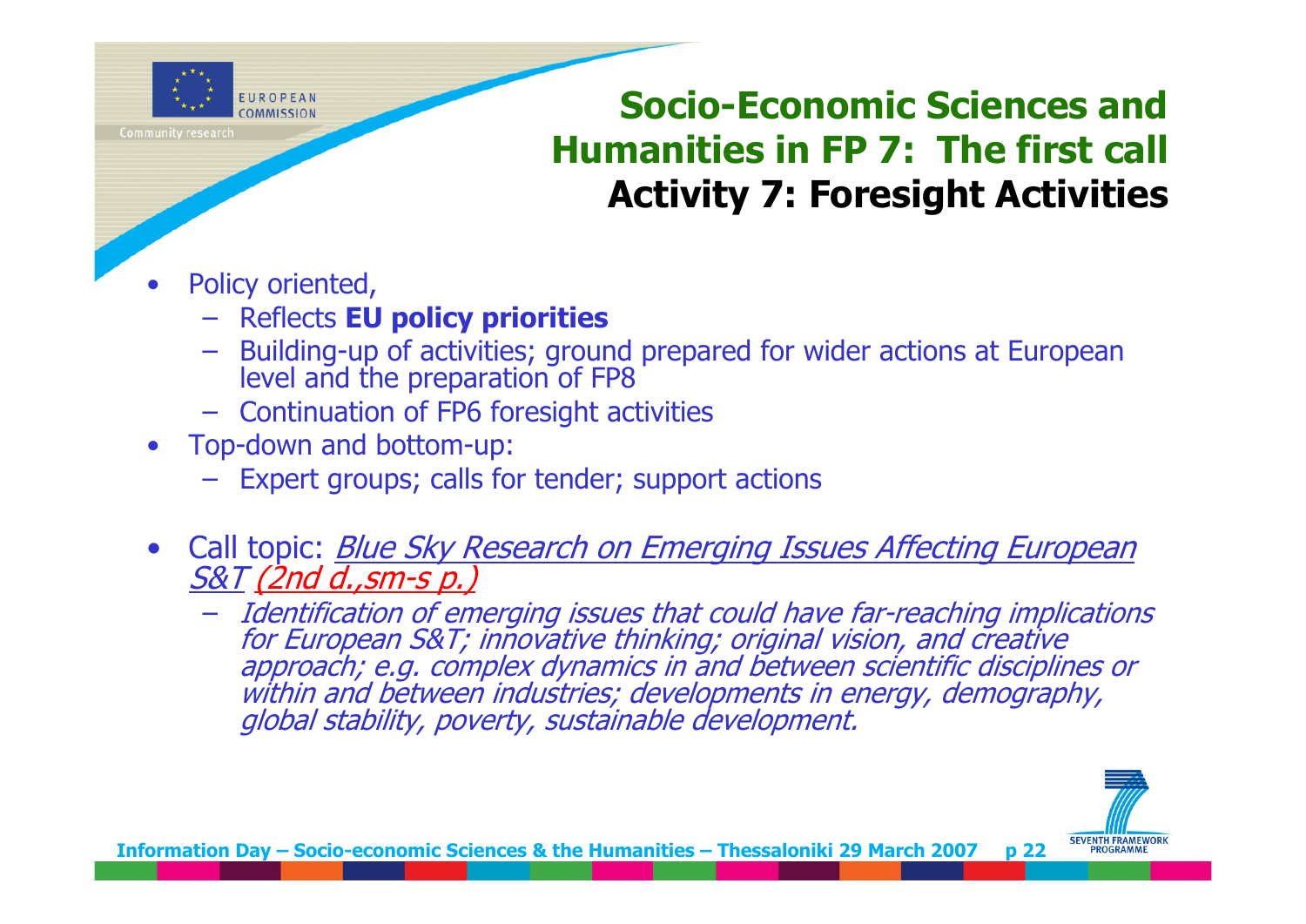## Socio-Economic Sciences and Humanities in FP 7: The first call

## Activity 7: Foresight Activities

- Policy oriented,
  - Reflects **EU policy priorities**
  - Building-up of activities; ground prepared for wider actions at European level and the preparation of FP8
  - Continuation of FP6 foresight activities
- Top-down and bottom-up:
  - Expert groups; calls for tender; support actions
- Call topic: *Blue Sky Research on Emerging Issues Affecting European S&T* *(2nd d.,sm-s p.)*
  - *Identification of emerging issues that could have far-reaching implications for European S&T; innovative thinking; original vision, and creative approach; e.g. complex dynamics in and between scientific disciplines or within and between industries; developments in energy, demography, global stability, poverty, sustainable development.*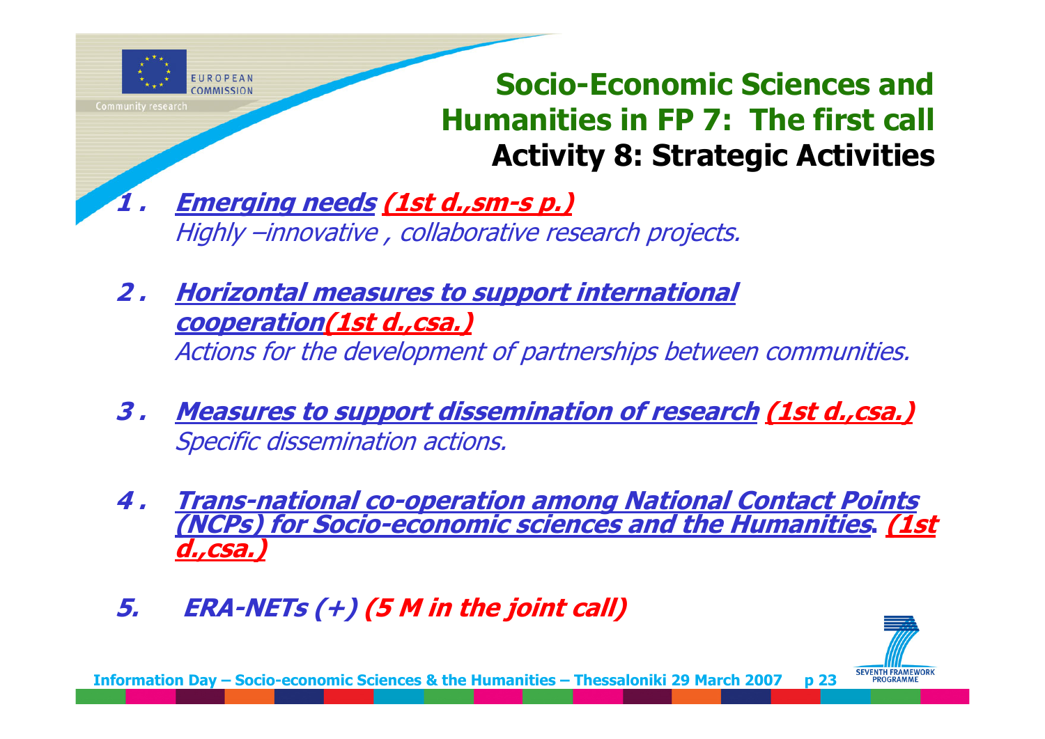## Socio-Economic Sciences and Humanities in FP 7: The first call

### Activity 8: Strategic Activities

1. ***Emerging needs (1st d.,sm-s p.)***
   *Highly –innovative , collaborative research projects.*

2. ***Horizontal measures to support international cooperation(1st d.,csa.)***
   *Actions for the development of partnerships between communities.*

3. ***Measures to support dissemination of research (1st d.,csa.)***
   *Specific dissemination actions.*

4. ***Trans-national co-operation among National Contact Points (NCPs) for Socio-economic sciences and the Humanities. (1st d.,csa.)***

5. ***ERA-NETs (+) (5 M in the joint call)***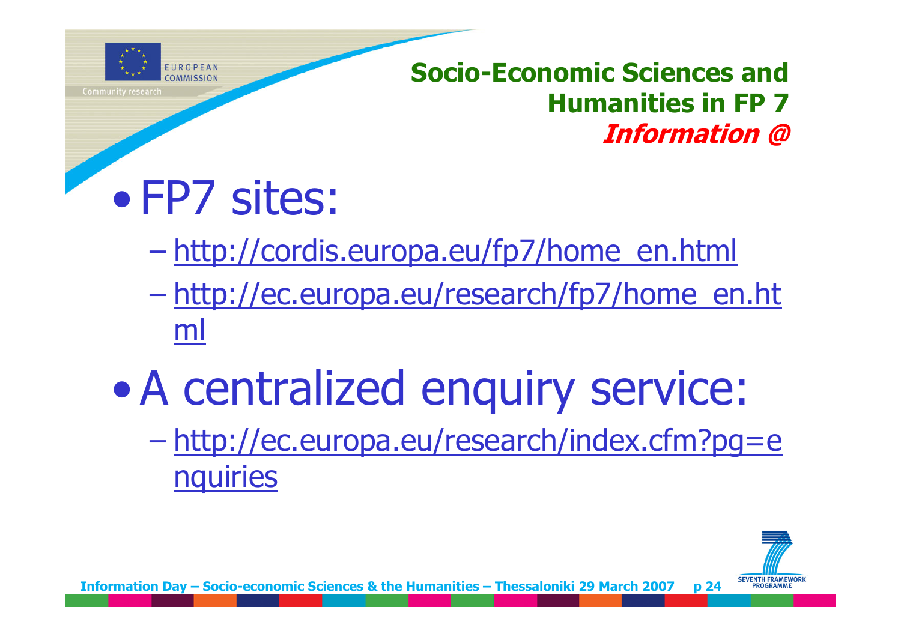## Socio-Economic Sciences and Humanities in FP 7

***Information @***

- FP7 sites:
  - http://cordis.europa.eu/fp7/home_en.html
  - http://ec.europa.eu/research/fp7/home_en.html
- A centralized enquiry service:
  - http://ec.europa.eu/research/index.cfm?pg=enquiries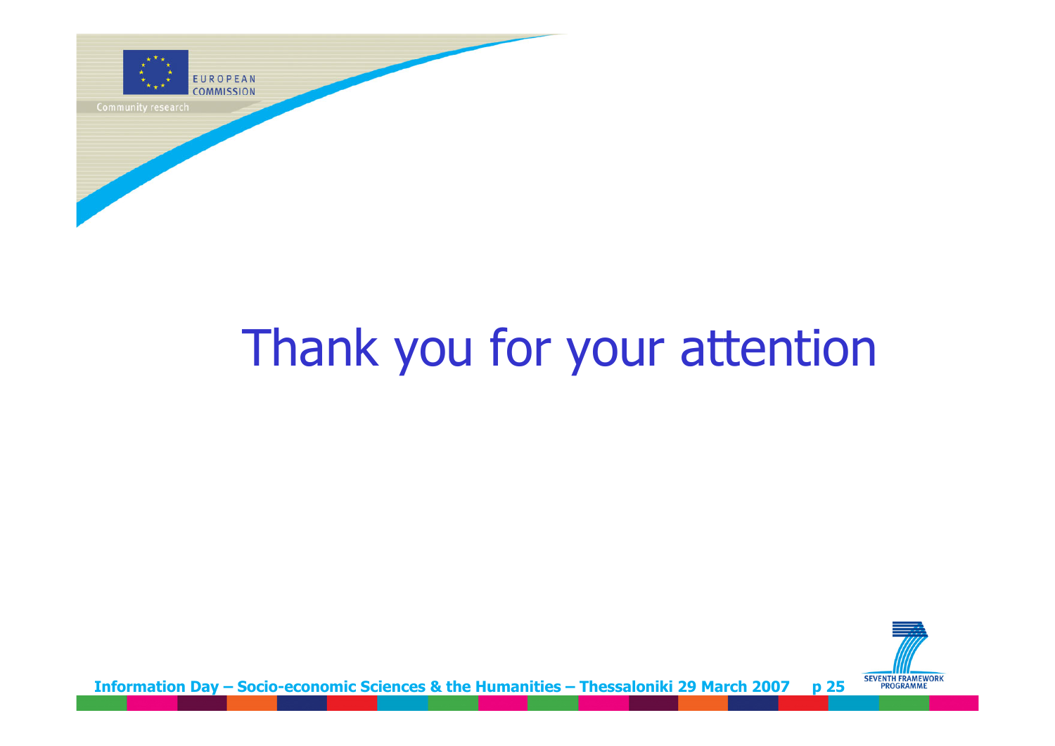# Thank you for your attention